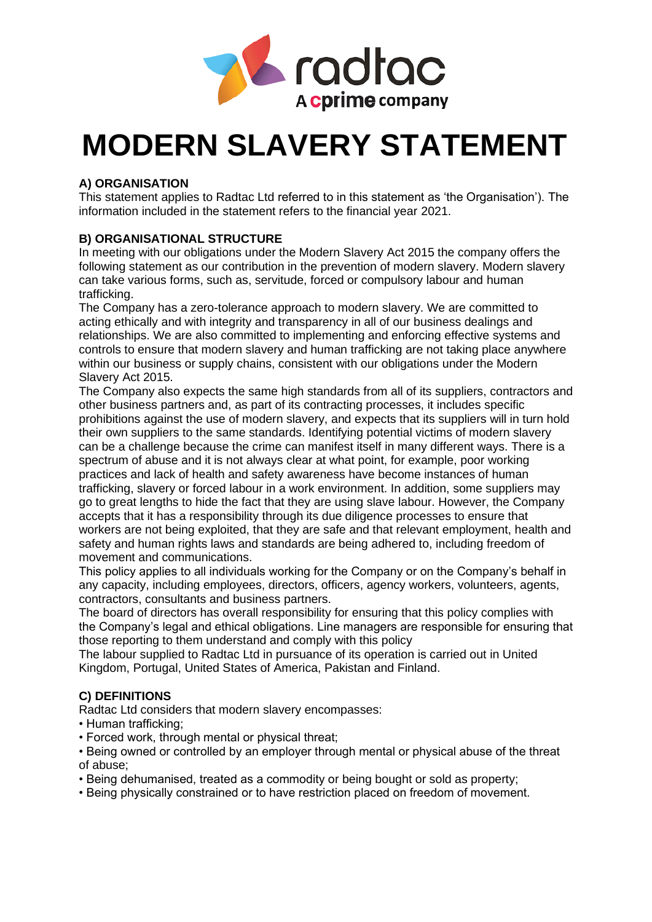# MODERN SLAVERY STATEMENT

**A) ORGANISATION**

This statement applies to Radtac Ltd referred to in this statement as 'the Organisation'). The information included in the statement refers to the financial year 2021.

**B) ORGANISATIONAL STRUCTURE**

In meeting with our obligations under the Modern Slavery Act 2015 the company offers the following statement as our contribution in the prevention of modern slavery. Modern slavery can take various forms, such as, servitude, forced or compulsory labour and human trafficking.

The Company has a zero-tolerance approach to modern slavery. We are committed to acting ethically and with integrity and transparency in all of our business dealings and relationships. We are also committed to implementing and enforcing effective systems and controls to ensure that modern slavery and human trafficking are not taking place anywhere within our business or supply chains, consistent with our obligations under the Modern Slavery Act 2015.

The Company also expects the same high standards from all of its suppliers, contractors and other business partners and, as part of its contracting processes, it includes specific prohibitions against the use of modern slavery, and expects that its suppliers will in turn hold their own suppliers to the same standards. Identifying potential victims of modern slavery can be a challenge because the crime can manifest itself in many different ways. There is a spectrum of abuse and it is not always clear at what point, for example, poor working practices and lack of health and safety awareness have become instances of human trafficking, slavery or forced labour in a work environment. In addition, some suppliers may go to great lengths to hide the fact that they are using slave labour. However, the Company accepts that it has a responsibility through its due diligence processes to ensure that workers are not being exploited, that they are safe and that relevant employment, health and safety and human rights laws and standards are being adhered to, including freedom of movement and communications.

This policy applies to all individuals working for the Company or on the Company's behalf in any capacity, including employees, directors, officers, agency workers, volunteers, agents, contractors, consultants and business partners.

The board of directors has overall responsibility for ensuring that this policy complies with the Company's legal and ethical obligations. Line managers are responsible for ensuring that those reporting to them understand and comply with this policy

The labour supplied to Radtac Ltd in pursuance of its operation is carried out in United Kingdom, Portugal, United States of America, Pakistan and Finland.

**C) DEFINITIONS**

Radtac Ltd considers that modern slavery encompasses:

- Human trafficking;
- Forced work, through mental or physical threat;
- Being owned or controlled by an employer through mental or physical abuse of the threat of abuse;
- Being dehumanised, treated as a commodity or being bought or sold as property;
- Being physically constrained or to have restriction placed on freedom of movement.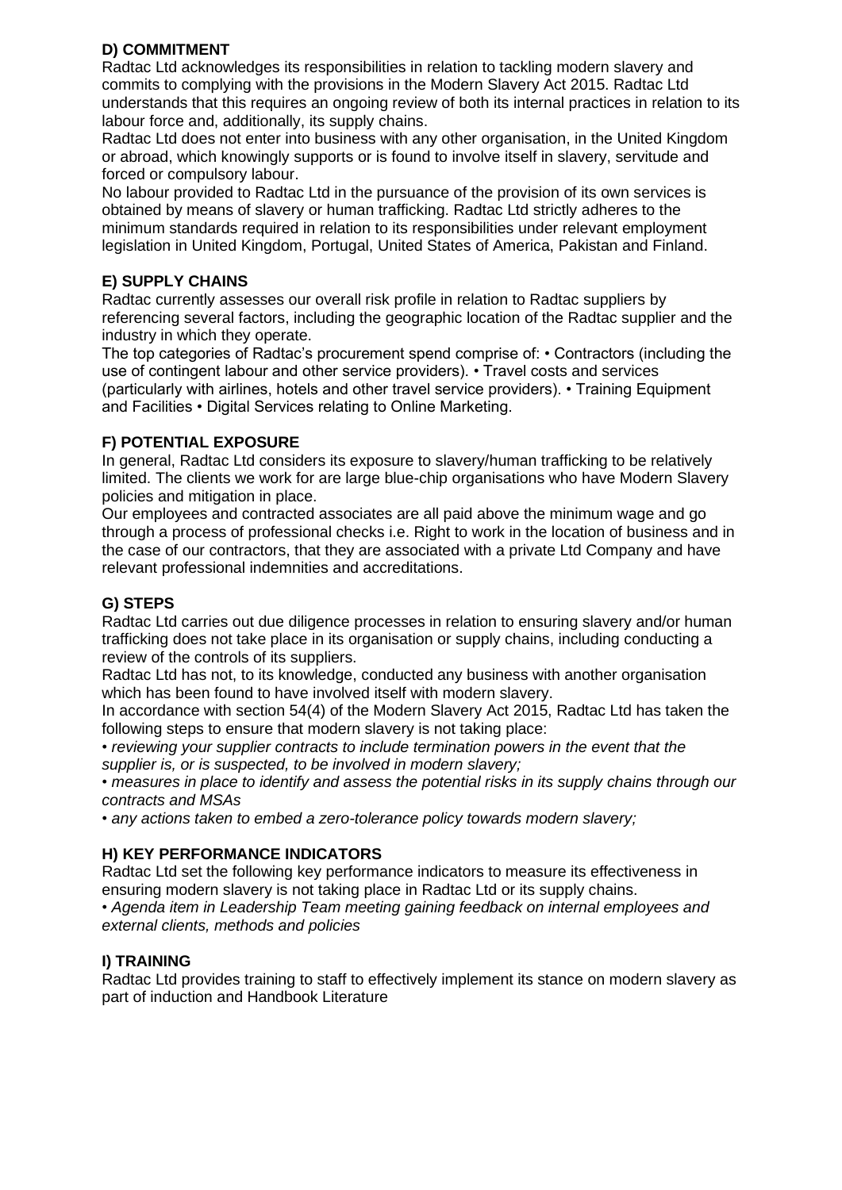## D) COMMITMENT

Radtac Ltd acknowledges its responsibilities in relation to tackling modern slavery and commits to complying with the provisions in the Modern Slavery Act 2015. Radtac Ltd understands that this requires an ongoing review of both its internal practices in relation to its labour force and, additionally, its supply chains.

Radtac Ltd does not enter into business with any other organisation, in the United Kingdom or abroad, which knowingly supports or is found to involve itself in slavery, servitude and forced or compulsory labour.

No labour provided to Radtac Ltd in the pursuance of the provision of its own services is obtained by means of slavery or human trafficking. Radtac Ltd strictly adheres to the minimum standards required in relation to its responsibilities under relevant employment legislation in United Kingdom, Portugal, United States of America, Pakistan and Finland.

## E) SUPPLY CHAINS

Radtac currently assesses our overall risk profile in relation to Radtac suppliers by referencing several factors, including the geographic location of the Radtac supplier and the industry in which they operate.

The top categories of Radtac's procurement spend comprise of: • Contractors (including the use of contingent labour and other service providers). • Travel costs and services (particularly with airlines, hotels and other travel service providers). • Training Equipment and Facilities • Digital Services relating to Online Marketing.

## F) POTENTIAL EXPOSURE

In general, Radtac Ltd considers its exposure to slavery/human trafficking to be relatively limited. The clients we work for are large blue-chip organisations who have Modern Slavery policies and mitigation in place.

Our employees and contracted associates are all paid above the minimum wage and go through a process of professional checks i.e. Right to work in the location of business and in the case of our contractors, that they are associated with a private Ltd Company and have relevant professional indemnities and accreditations.

## G) STEPS

Radtac Ltd carries out due diligence processes in relation to ensuring slavery and/or human trafficking does not take place in its organisation or supply chains, including conducting a review of the controls of its suppliers.

Radtac Ltd has not, to its knowledge, conducted any business with another organisation which has been found to have involved itself with modern slavery.

In accordance with section 54(4) of the Modern Slavery Act 2015, Radtac Ltd has taken the following steps to ensure that modern slavery is not taking place:

- *reviewing your supplier contracts to include termination powers in the event that the supplier is, or is suspected, to be involved in modern slavery;*
- *measures in place to identify and assess the potential risks in its supply chains through our contracts and MSAs*
- *any actions taken to embed a zero-tolerance policy towards modern slavery;*

## H) KEY PERFORMANCE INDICATORS

Radtac Ltd set the following key performance indicators to measure its effectiveness in ensuring modern slavery is not taking place in Radtac Ltd or its supply chains.

- *Agenda item in Leadership Team meeting gaining feedback on internal employees and external clients, methods and policies*

## I) TRAINING

Radtac Ltd provides training to staff to effectively implement its stance on modern slavery as part of induction and Handbook Literature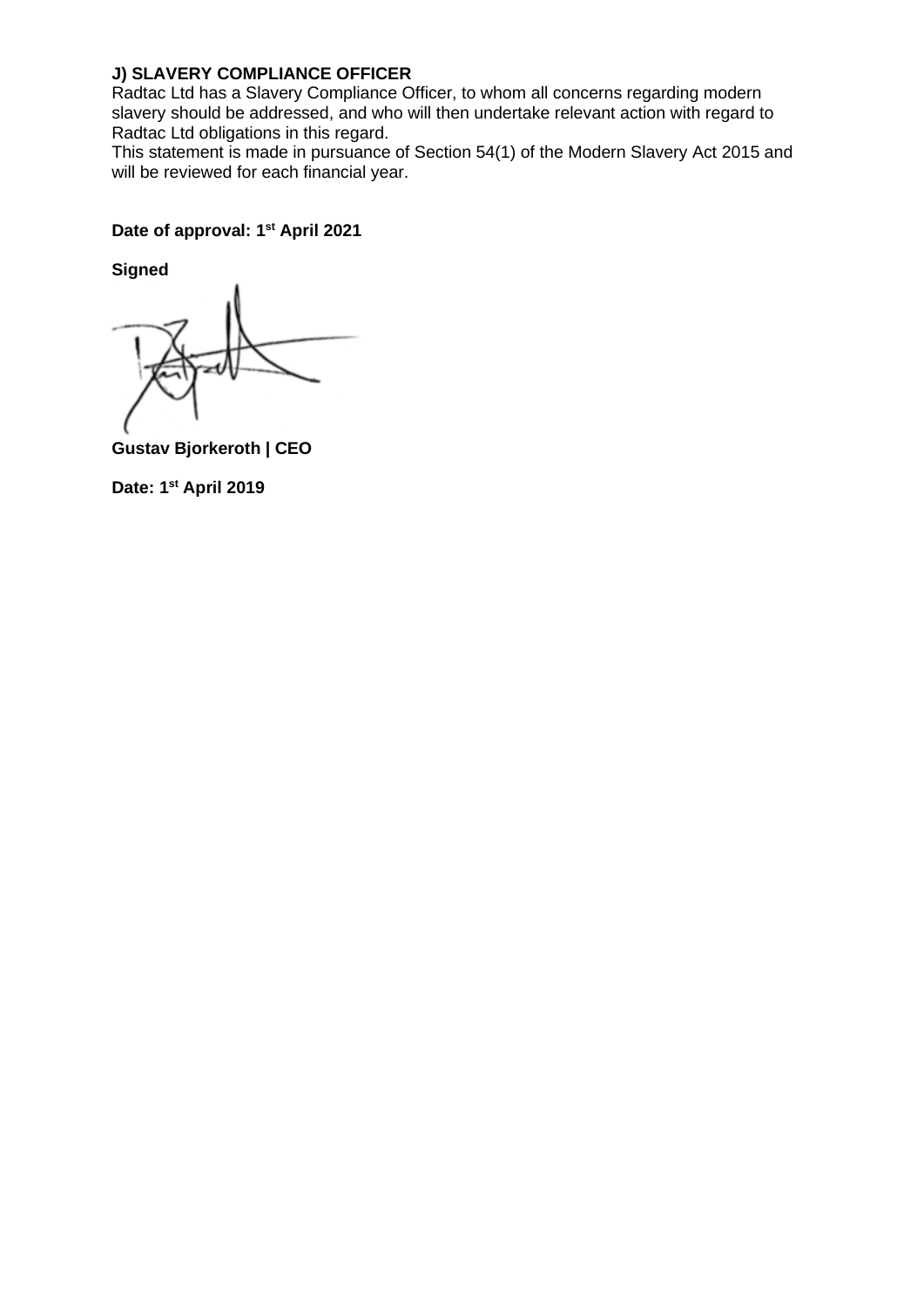## J) SLAVERY COMPLIANCE OFFICER

Radtac Ltd has a Slavery Compliance Officer, to whom all concerns regarding modern slavery should be addressed, and who will then undertake relevant action with regard to Radtac Ltd obligations in this regard.

This statement is made in pursuance of Section 54(1) of the Modern Slavery Act 2015 and will be reviewed for each financial year.

**Date of approval: 1st April 2021**

**Signed**

**Gustav Bjorkeroth | CEO**

**Date: 1st April 2019**